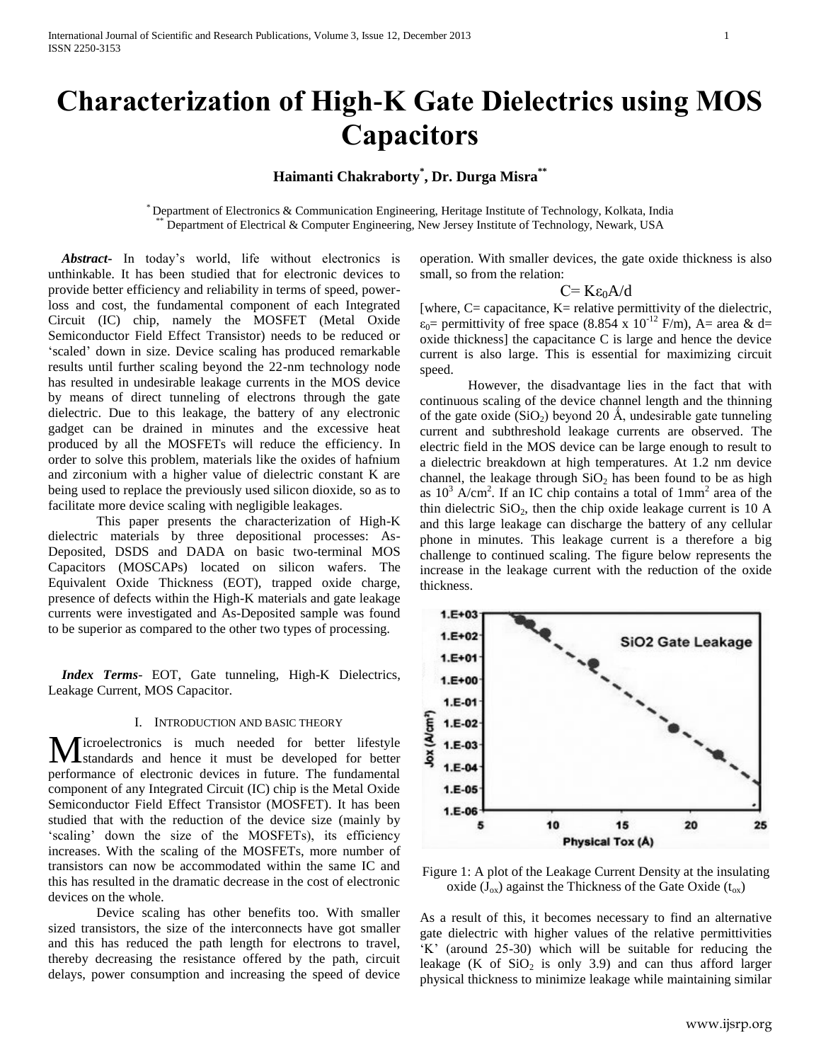# Characterization of High-K Gate Dielectrics using MOS Capacitors

**Haimanti Chakraborty[*], Dr. Durga Misra[**]**

[*] Department of Electronics & Communication Engineering, Heritage Institute of Technology, Kolkata, India
[**] Department of Electrical & Computer Engineering, New Jersey Institute of Technology, Newark, USA

***Abstract-*** In today's world, life without electronics is unthinkable. It has been studied that for electronic devices to provide better efficiency and reliability in terms of speed, power-loss and cost, the fundamental component of each Integrated Circuit (IC) chip, namely the MOSFET (Metal Oxide Semiconductor Field Effect Transistor) needs to be reduced or 'scaled' down in size. Device scaling has produced remarkable results until further scaling beyond the 22-nm technology node has resulted in undesirable leakage currents in the MOS device by means of direct tunneling of electrons through the gate dielectric. Due to this leakage, the battery of any electronic gadget can be drained in minutes and the excessive heat produced by all the MOSFETs will reduce the efficiency. In order to solve this problem, materials like the oxides of hafnium and zirconium with a higher value of dielectric constant K are being used to replace the previously used silicon dioxide, so as to facilitate more device scaling with negligible leakages.

This paper presents the characterization of High-K dielectric materials by three depositional processes: As-Deposited, DSDS and DADA on basic two-terminal MOS Capacitors (MOSCAPs) located on silicon wafers. The Equivalent Oxide Thickness (EOT), trapped oxide charge, presence of defects within the High-K materials and gate leakage currents were investigated and As-Deposited sample was found to be superior as compared to the other two types of processing.

***Index Terms*-** EOT, Gate tunneling, High-K Dielectrics, Leakage Current, MOS Capacitor.

## I. Introduction and Basic Theory

Microelectronics is much needed for better lifestyle standards and hence it must be developed for better performance of electronic devices in future. The fundamental component of any Integrated Circuit (IC) chip is the Metal Oxide Semiconductor Field Effect Transistor (MOSFET). It has been studied that with the reduction of the device size (mainly by 'scaling' down the size of the MOSFETs), its efficiency increases. With the scaling of the MOSFETs, more number of transistors can now be accommodated within the same IC and this has resulted in the dramatic decrease in the cost of electronic devices on the whole.

Device scaling has other benefits too. With smaller sized transistors, the size of the interconnects have got smaller and this has reduced the path length for electrons to travel, thereby decreasing the resistance offered by the path, circuit delays, power consumption and increasing the speed of device operation. With smaller devices, the gate oxide thickness is also small, so from the relation:

$$C = K\varepsilon_0 A/d$$

[where, C= capacitance, K= relative permittivity of the dielectric, $\varepsilon_0$= permittivity of free space ($8.854 \times 10^{-12}$ F/m), A= area & d= oxide thickness] the capacitance C is large and hence the device current is also large. This is essential for maximizing circuit speed.

However, the disadvantage lies in the fact that with continuous scaling of the device channel length and the thinning of the gate oxide ($SiO_2$) beyond 20 Å, undesirable gate tunneling current and subthreshold leakage currents are observed. The electric field in the MOS device can be large enough to result to a dielectric breakdown at high temperatures. At 1.2 nm device channel, the leakage through $SiO_2$ has been found to be as high as $10^3$ A/cm$^2$. If an IC chip contains a total of 1mm$^2$ area of the thin dielectric $SiO_2$, then the chip oxide leakage current is 10 A and this large leakage can discharge the battery of any cellular phone in minutes. This leakage current is a therefore a big challenge to continued scaling. The figure below represents the increase in the leakage current with the reduction of the oxide thickness.

Figure 1: A plot of the Leakage Current Density at the insulating oxide ($J_{ox}$) against the Thickness of the Gate Oxide ($t_{ox}$)

As a result of this, it becomes necessary to find an alternative gate dielectric with higher values of the relative permittivities 'K' (around 25-30) which will be suitable for reducing the leakage (K of $SiO_2$ is only 3.9) and can thus afford larger physical thickness to minimize leakage while maintaining similar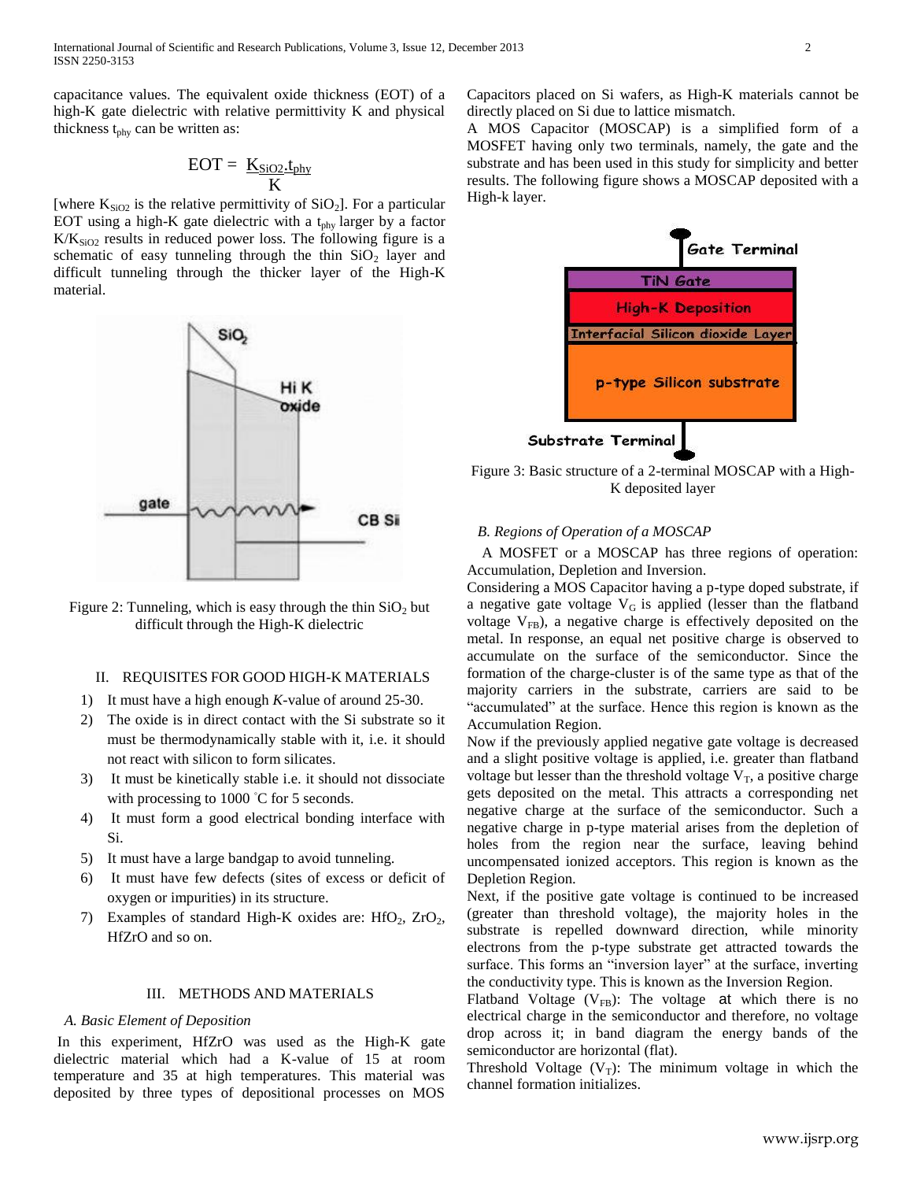capacitance values. The equivalent oxide thickness (EOT) of a high-K gate dielectric with relative permittivity K and physical thickness $t_{phy}$ can be written as:

$$EOT = \frac{K_{SiO2}.t_{phy}}{K}$$

[where $K_{SiO2}$ is the relative permittivity of $SiO_2$]. For a particular EOT using a high-K gate dielectric with a $t_{phy}$ larger by a factor $K/K_{SiO2}$ results in reduced power loss. The following figure is a schematic of easy tunneling through the thin $SiO_2$ layer and difficult tunneling through the thicker layer of the High-K material.

Figure 2: Tunneling, which is easy through the thin $SiO_2$ but difficult through the High-K dielectric

## II. REQUISITES FOR GOOD HIGH-K MATERIALS

1) It must have a high enough *K*-value of around 25-30.
2) The oxide is in direct contact with the Si substrate so it must be thermodynamically stable with it, i.e. it should not react with silicon to form silicates.
3) It must be kinetically stable i.e. it should not dissociate with processing to 1000 °C for 5 seconds.
4) It must form a good electrical bonding interface with Si.
5) It must have a large bandgap to avoid tunneling.
6) It must have few defects (sites of excess or deficit of oxygen or impurities) in its structure.
7) Examples of standard High-K oxides are: $HfO_2$, $ZrO_2$, HfZrO and so on.

## III. METHODS AND MATERIALS

### *A. Basic Element of Deposition*

In this experiment, HfZrO was used as the High-K gate dielectric material which had a K-value of 15 at room temperature and 35 at high temperatures. This material was deposited by three types of depositional processes on MOS Capacitors placed on Si wafers, as High-K materials cannot be directly placed on Si due to lattice mismatch.

A MOS Capacitor (MOSCAP) is a simplified form of a MOSFET having only two terminals, namely, the gate and the substrate and has been used in this study for simplicity and better results. The following figure shows a MOSCAP deposited with a High-k layer.

Figure 3: Basic structure of a 2-terminal MOSCAP with a High-K deposited layer

### *B. Regions of Operation of a MOSCAP*

A MOSFET or a MOSCAP has three regions of operation: Accumulation, Depletion and Inversion.

Considering a MOS Capacitor having a p-type doped substrate, if a negative gate voltage $V_G$ is applied (lesser than the flatband voltage $V_{FB}$), a negative charge is effectively deposited on the metal. In response, an equal net positive charge is observed to accumulate on the surface of the semiconductor. Since the formation of the charge-cluster is of the same type as that of the majority carriers in the substrate, carriers are said to be "accumulated" at the surface. Hence this region is known as the Accumulation Region.

Now if the previously applied negative gate voltage is decreased and a slight positive voltage is applied, i.e. greater than flatband voltage but lesser than the threshold voltage $V_T$, a positive charge gets deposited on the metal. This attracts a corresponding net negative charge at the surface of the semiconductor. Such a negative charge in p-type material arises from the depletion of holes from the region near the surface, leaving behind uncompensated ionized acceptors. This region is known as the Depletion Region.

Next, if the positive gate voltage is continued to be increased (greater than threshold voltage), the majority holes in the substrate is repelled downward direction, while minority electrons from the p-type substrate get attracted towards the surface. This forms an "inversion layer" at the surface, inverting the conductivity type. This is known as the Inversion Region.

Flatband Voltage ($V_{FB}$): The voltage at which there is no electrical charge in the semiconductor and therefore, no voltage drop across it; in band diagram the energy bands of the semiconductor are horizontal (flat).

Threshold Voltage ($V_T$): The minimum voltage in which the channel formation initializes.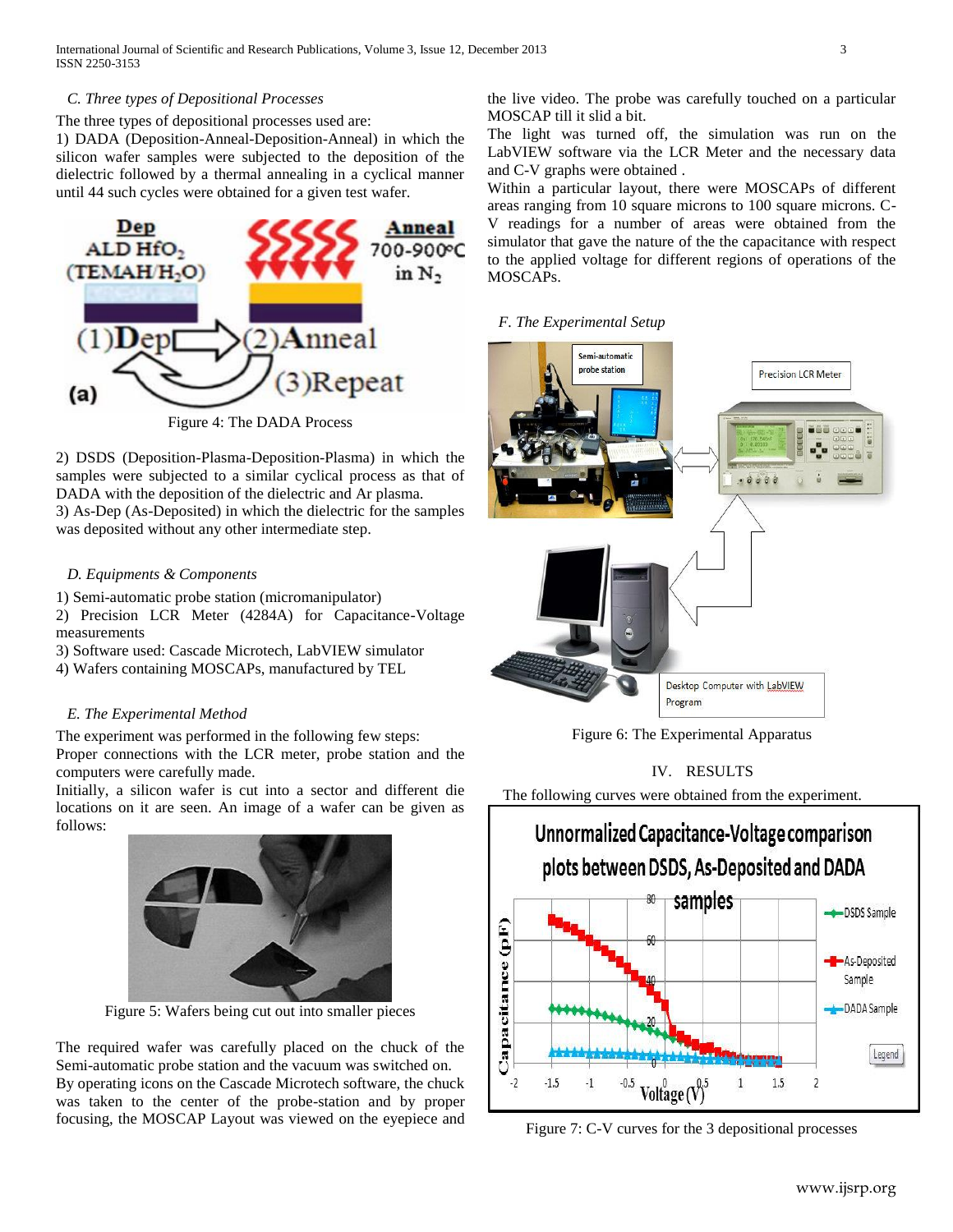### C. Three types of Depositional Processes

The three types of depositional processes used are:

1) DADA (Deposition-Anneal-Deposition-Anneal) in which the silicon wafer samples were subjected to the deposition of the dielectric followed by a thermal annealing in a cyclical manner until 44 such cycles were obtained for a given test wafer.

Figure 4: The DADA Process

2) DSDS (Deposition-Plasma-Deposition-Plasma) in which the samples were subjected to a similar cyclical process as that of DADA with the deposition of the dielectric and Ar plasma.

3) As-Dep (As-Deposited) in which the dielectric for the samples was deposited without any other intermediate step.

### D. Equipments & Components

1) Semi-automatic probe station (micromanipulator)
2) Precision LCR Meter (4284A) for Capacitance-Voltage measurements
3) Software used: Cascade Microtech, LabVIEW simulator
4) Wafers containing MOSCAPs, manufactured by TEL

### E. The Experimental Method

The experiment was performed in the following few steps:

Proper connections with the LCR meter, probe station and the computers were carefully made.

Initially, a silicon wafer is cut into a sector and different die locations on it are seen. An image of a wafer can be given as follows:

Figure 5: Wafers being cut out into smaller pieces

The required wafer was carefully placed on the chuck of the Semi-automatic probe station and the vacuum was switched on.

By operating icons on the Cascade Microtech software, the chuck was taken to the center of the probe-station and by proper focusing, the MOSCAP Layout was viewed on the eyepiece and the live video. The probe was carefully touched on a particular MOSCAP till it slid a bit.

The light was turned off, the simulation was run on the LabVIEW software via the LCR Meter and the necessary data and C-V graphs were obtained .

Within a particular layout, there were MOSCAPs of different areas ranging from 10 square microns to 100 square microns. C-V readings for a number of areas were obtained from the simulator that gave the nature of the the capacitance with respect to the applied voltage for different regions of operations of the MOSCAPs.

### F. The Experimental Setup

Figure 6: The Experimental Apparatus

## IV. RESULTS

The following curves were obtained from the experiment.

Figure 7: C-V curves for the 3 depositional processes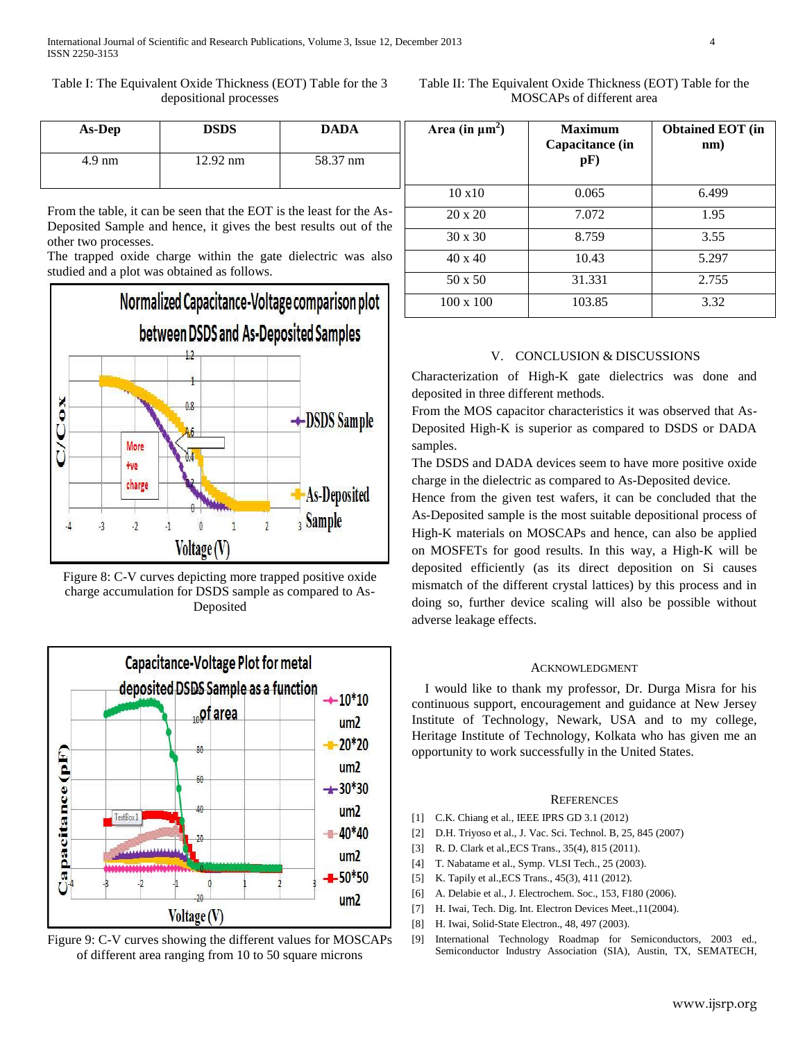Table I: The Equivalent Oxide Thickness (EOT) Table for the 3 depositional processes

| As-Dep | DSDS | DADA |
|---|---|---|
| 4.9 nm | 12.92 nm | 58.37 nm |

From the table, it can be seen that the EOT is the least for the As-Deposited Sample and hence, it gives the best results out of the other two processes.

The trapped oxide charge within the gate dielectric was also studied and a plot was obtained as follows.

Figure 8: C-V curves depicting more trapped positive oxide charge accumulation for DSDS sample as compared to As-Deposited

Figure 9: C-V curves showing the different values for MOSCAPs of different area ranging from 10 to 50 square microns

Table II: The Equivalent Oxide Thickness (EOT) Table for the MOSCAPs of different area

| Area (in $\mu m^2$) | Maximum Capacitance (in pF) | Obtained EOT (in nm) |
|---|---|---|
| 10 x10 | 0.065 | 6.499 |
| 20 x 20 | 7.072 | 1.95 |
| 30 x 30 | 8.759 | 3.55 |
| 40 x 40 | 10.43 | 5.297 |
| 50 x 50 | 31.331 | 2.755 |
| 100 x 100 | 103.85 | 3.32 |

## V. Conclusion & Discussions

Characterization of High-K gate dielectrics was done and deposited in three different methods.

From the MOS capacitor characteristics it was observed that As-Deposited High-K is superior as compared to DSDS or DADA samples.

The DSDS and DADA devices seem to have more positive oxide charge in the dielectric as compared to As-Deposited device.

Hence from the given test wafers, it can be concluded that the As-Deposited sample is the most suitable depositional process of High-K materials on MOSCAPs and hence, can also be applied on MOSFETs for good results. In this way, a High-K will be deposited efficiently (as its direct deposition on Si causes mismatch of the different crystal lattices) by this process and in doing so, further device scaling will also be possible without adverse leakage effects.

## Acknowledgment

I would like to thank my professor, Dr. Durga Misra for his continuous support, encouragement and guidance at New Jersey Institute of Technology, Newark, USA and to my college, Heritage Institute of Technology, Kolkata who has given me an opportunity to work successfully in the United States.

## References

[1] C.K. Chiang et al., IEEE IPRS GD 3.1 (2012)

[2] D.H. Triyoso et al., J. Vac. Sci. Technol. B, 25, 845 (2007)

[3] R. D. Clark et al.,ECS Trans., 35(4), 815 (2011).

[4] T. Nabatame et al., Symp. VLSI Tech., 25 (2003).

[5] K. Tapily et al.,ECS Trans., 45(3), 411 (2012).

[6] A. Delabie et al., J. Electrochem. Soc., 153, F180 (2006).

[7] H. Iwai, Tech. Dig. Int. Electron Devices Meet.,11(2004).

[8] H. Iwai, Solid-State Electron., 48, 497 (2003).

[9] International Technology Roadmap for Semiconductors, 2003 ed., Semiconductor Industry Association (SIA), Austin, TX, SEMATECH,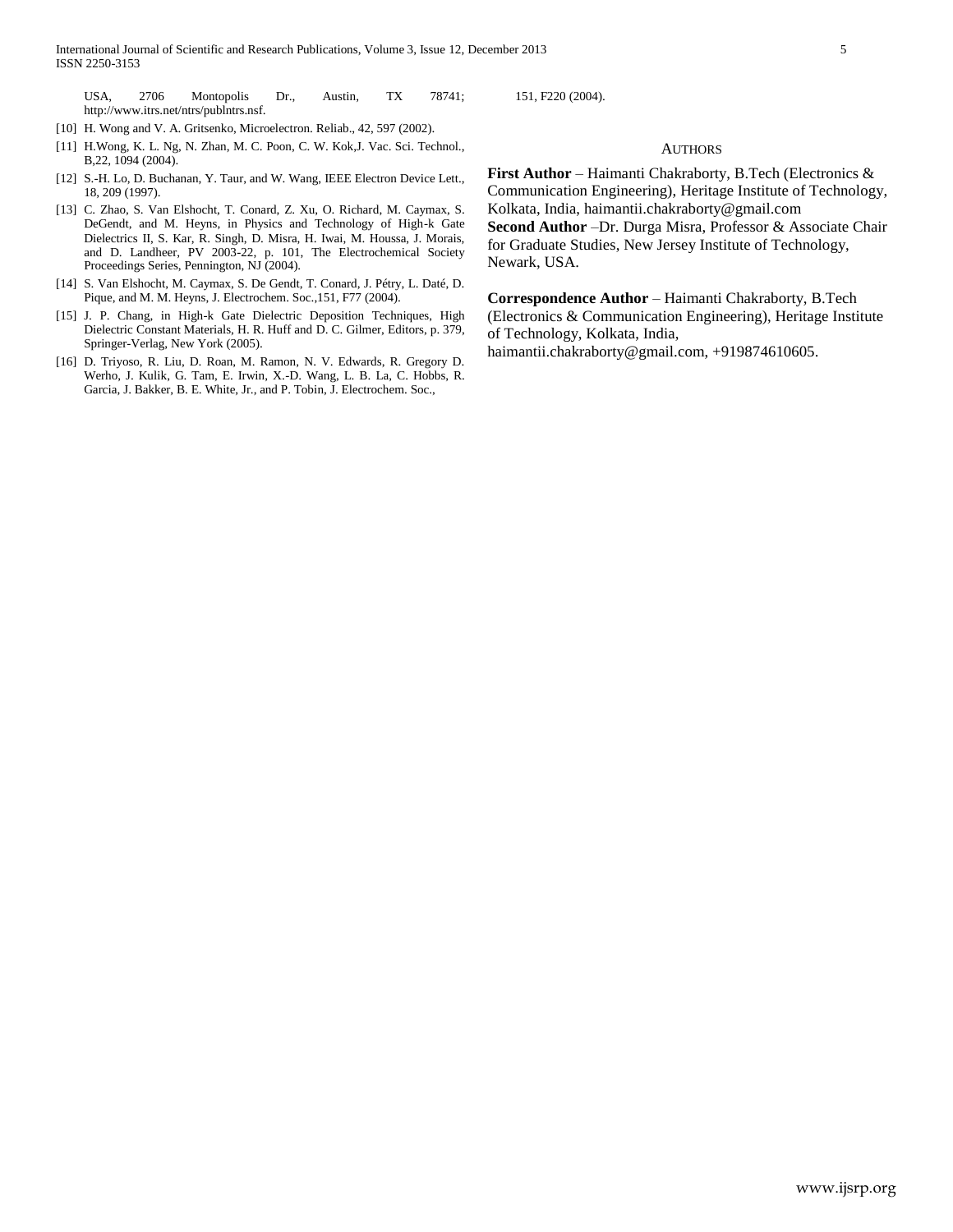USA, 2706 Montopolis Dr., Austin, TX 78741; http://www.itrs.net/ntrs/publntrs.nsf.

[10] H. Wong and V. A. Gritsenko, Microelectron. Reliab., 42, 597 (2002).

[11] H.Wong, K. L. Ng, N. Zhan, M. C. Poon, C. W. Kok,J. Vac. Sci. Technol., B,22, 1094 (2004).

[12] S.-H. Lo, D. Buchanan, Y. Taur, and W. Wang, IEEE Electron Device Lett., 18, 209 (1997).

[13] C. Zhao, S. Van Elshocht, T. Conard, Z. Xu, O. Richard, M. Caymax, S. DeGendt, and M. Heyns, in Physics and Technology of High-k Gate Dielectrics II, S. Kar, R. Singh, D. Misra, H. Iwai, M. Houssa, J. Morais, and D. Landheer, PV 2003-22, p. 101, The Electrochemical Society Proceedings Series, Pennington, NJ (2004).

[14] S. Van Elshocht, M. Caymax, S. De Gendt, T. Conard, J. Pétry, L. Daté, D. Pique, and M. M. Heyns, J. Electrochem. Soc.,151, F77 (2004).

[15] J. P. Chang, in High-k Gate Dielectric Deposition Techniques, High Dielectric Constant Materials, H. R. Huff and D. C. Gilmer, Editors, p. 379, Springer-Verlag, New York (2005).

[16] D. Triyoso, R. Liu, D. Roan, M. Ramon, N. V. Edwards, R. Gregory D. Werho, J. Kulik, G. Tam, E. Irwin, X.-D. Wang, L. B. La, C. Hobbs, R. Garcia, J. Bakker, B. E. White, Jr., and P. Tobin, J. Electrochem. Soc., 151, F220 (2004).

## Authors

**First Author** – Haimanti Chakraborty, B.Tech (Electronics & Communication Engineering), Heritage Institute of Technology, Kolkata, India, haimantii.chakraborty@gmail.com

**Second Author** –Dr. Durga Misra, Professor & Associate Chair for Graduate Studies, New Jersey Institute of Technology, Newark, USA.

**Correspondence Author** – Haimanti Chakraborty, B.Tech (Electronics & Communication Engineering), Heritage Institute of Technology, Kolkata, India, haimantii.chakraborty@gmail.com, +919874610605.